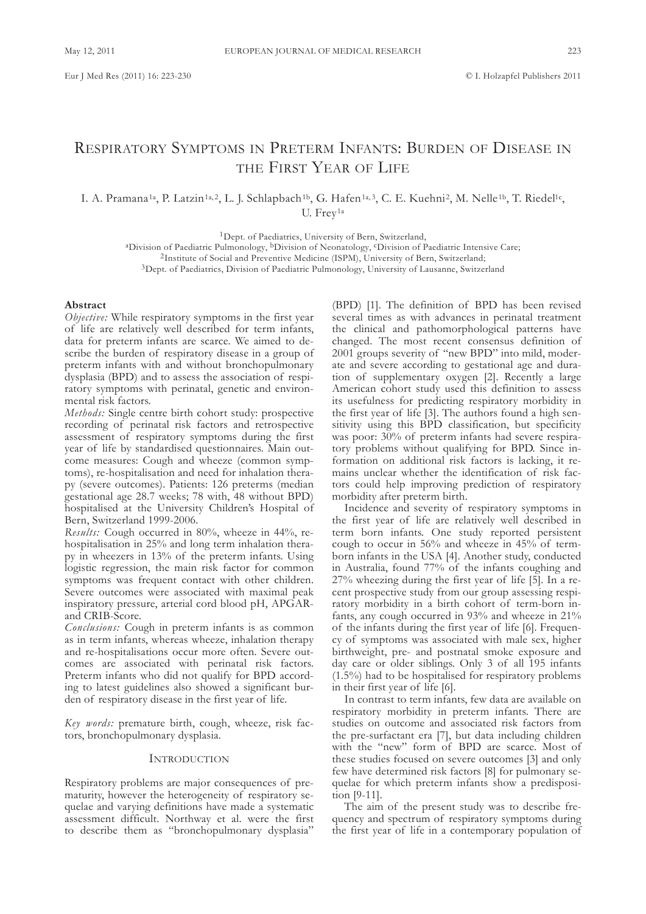# Respiratory Symptoms in Preterm Infants: Burden of Disease in the First Year of Life

I. A. Pramana[1a], P. Latzin[1a,2], L. J. Schlapbach[1b], G. Hafen[1a,3], C. E. Kuehni[2], M. Nelle[1b], T. Riedel[1c], U. Frey[1a]

[1]Dept. of Paediatrics, University of Bern, Switzerland,
[a]Division of Paediatric Pulmonology, [b]Division of Neonatology, [c]Division of Paediatric Intensive Care;
[2]Institute of Social and Preventive Medicine (ISPM), University of Bern, Switzerland;
[3]Dept. of Paediatrics, Division of Paediatric Pulmonology, University of Lausanne, Switzerland

### Abstract

*Objective:* While respiratory symptoms in the first year of life are relatively well described for term infants, data for preterm infants are scarce. We aimed to describe the burden of respiratory disease in a group of preterm infants with and without bronchopulmonary dysplasia (BPD) and to assess the association of respiratory symptoms with perinatal, genetic and environmental risk factors.

*Methods:* Single centre birth cohort study: prospective recording of perinatal risk factors and retrospective assessment of respiratory symptoms during the first year of life by standardised questionnaires. Main outcome measures: Cough and wheeze (common symptoms), re-hospitalisation and need for inhalation therapy (severe outcomes). Patients: 126 preterms (median gestational age 28.7 weeks; 78 with, 48 without BPD) hospitalised at the University Children's Hospital of Bern, Switzerland 1999-2006.

*Results:* Cough occurred in 80%, wheeze in 44%, re-hospitalisation in 25% and long term inhalation therapy in wheezers in 13% of the preterm infants. Using logistic regression, the main risk factor for common symptoms was frequent contact with other children. Severe outcomes were associated with maximal peak inspiratory pressure, arterial cord blood pH, APGAR- and CRIB-Score.

*Conclusions:* Cough in preterm infants is as common as in term infants, whereas wheeze, inhalation therapy and re-hospitalisations occur more often. Severe outcomes are associated with perinatal risk factors. Preterm infants who did not qualify for BPD according to latest guidelines also showed a significant burden of respiratory disease in the first year of life.

*Key words:* premature birth, cough, wheeze, risk factors, bronchopulmonary dysplasia.

## Introduction

Respiratory problems are major consequences of prematurity, however the heterogeneity of respiratory sequelae and varying definitions have made a systematic assessment difficult. Northway et al. were the first to describe them as "bronchopulmonary dysplasia" (BPD) [1]. The definition of BPD has been revised several times as with advances in perinatal treatment the clinical and pathomorphological patterns have changed. The most recent consensus definition of 2001 groups severity of "new BPD" into mild, moderate and severe according to gestational age and duration of supplementary oxygen [2]. Recently a large American cohort study used this definition to assess its usefulness for predicting respiratory morbidity in the first year of life [3]. The authors found a high sensitivity using this BPD classification, but specificity was poor: 30% of preterm infants had severe respiratory problems without qualifying for BPD. Since information on additional risk factors is lacking, it remains unclear whether the identification of risk factors could help improving prediction of respiratory morbidity after preterm birth.

Incidence and severity of respiratory symptoms in the first year of life are relatively well described in term born infants. One study reported persistent cough to occur in 56% and wheeze in 45% of term-born infants in the USA [4]. Another study, conducted in Australia, found 77% of the infants coughing and 27% wheezing during the first year of life [5]. In a recent prospective study from our group assessing respiratory morbidity in a birth cohort of term-born infants, any cough occurred in 93% and wheeze in 21% of the infants during the first year of life [6]. Frequency of symptoms was associated with male sex, higher birthweight, pre- and postnatal smoke exposure and day care or older siblings. Only 3 of all 195 infants (1.5%) had to be hospitalised for respiratory problems in their first year of life [6].

In contrast to term infants, few data are available on respiratory morbidity in preterm infants. There are studies on outcome and associated risk factors from the pre-surfactant era [7], but data including children with the "new" form of BPD are scarce. Most of these studies focused on severe outcomes [3] and only few have determined risk factors [8] for pulmonary sequelae for which preterm infants show a predisposition [9-11].

The aim of the present study was to describe frequency and spectrum of respiratory symptoms during the first year of life in a contemporary population of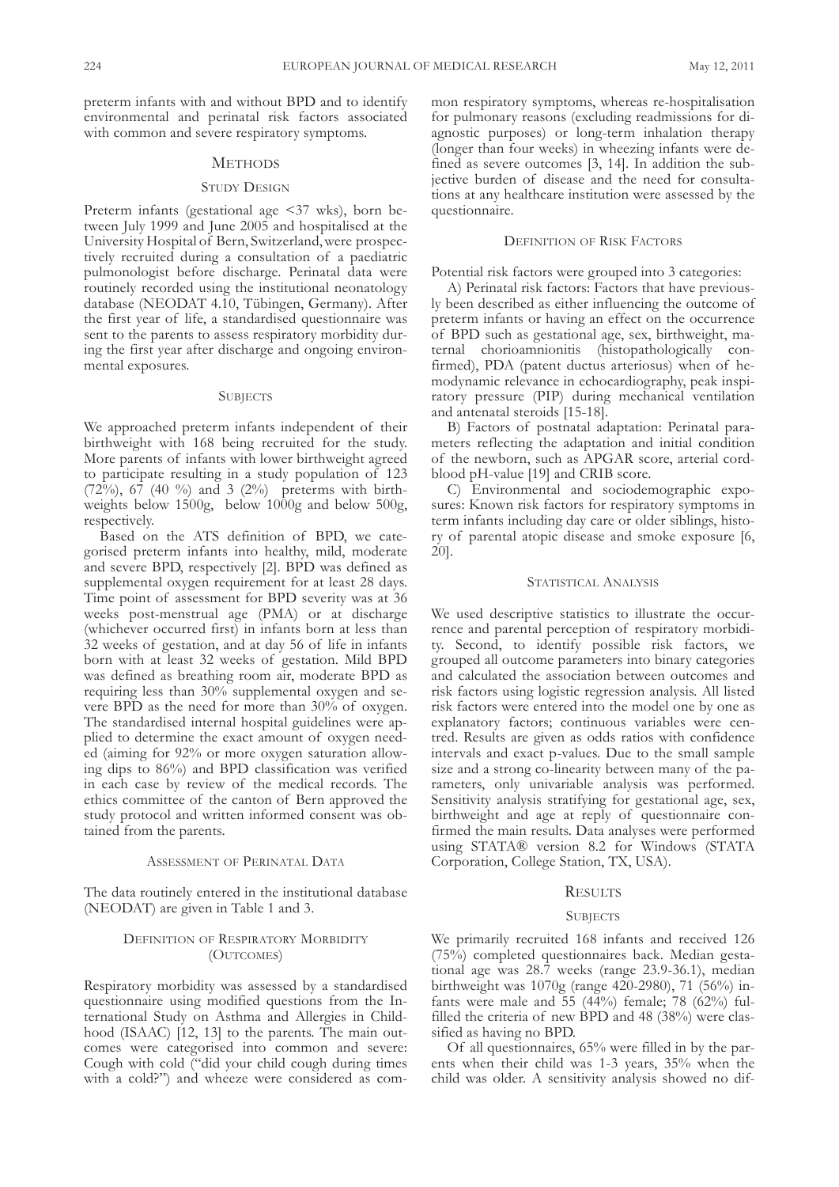preterm infants with and without BPD and to identify environmental and perinatal risk factors associated with common and severe respiratory symptoms.

## Methods

### Study Design

Preterm infants (gestational age <37 wks), born between July 1999 and June 2005 and hospitalised at the University Hospital of Bern, Switzerland, were prospectively recruited during a consultation of a paediatric pulmonologist before discharge. Perinatal data were routinely recorded using the institutional neonatology database (NEODAT 4.10, Tübingen, Germany). After the first year of life, a standardised questionnaire was sent to the parents to assess respiratory morbidity during the first year after discharge and ongoing environmental exposures.

### Subjects

We approached preterm infants independent of their birthweight with 168 being recruited for the study. More parents of infants with lower birthweight agreed to participate resulting in a study population of 123 (72%), 67 (40 %) and 3 (2%) preterms with birthweights below 1500g, below 1000g and below 500g, respectively.

Based on the ATS definition of BPD, we categorised preterm infants into healthy, mild, moderate and severe BPD, respectively [2]. BPD was defined as supplemental oxygen requirement for at least 28 days. Time point of assessment for BPD severity was at 36 weeks post-menstrual age (PMA) or at discharge (whichever occurred first) in infants born at less than 32 weeks of gestation, and at day 56 of life in infants born with at least 32 weeks of gestation. Mild BPD was defined as breathing room air, moderate BPD as requiring less than 30% supplemental oxygen and severe BPD as the need for more than 30% of oxygen. The standardised internal hospital guidelines were applied to determine the exact amount of oxygen needed (aiming for 92% or more oxygen saturation allowing dips to 86%) and BPD classification was verified in each case by review of the medical records. The ethics committee of the canton of Bern approved the study protocol and written informed consent was obtained from the parents.

### Assessment of Perinatal Data

The data routinely entered in the institutional database (NEODAT) are given in Table 1 and 3.

### Definition of Respiratory Morbidity (Outcomes)

Respiratory morbidity was assessed by a standardised questionnaire using modified questions from the International Study on Asthma and Allergies in Childhood (ISAAC) [12, 13] to the parents. The main outcomes were categorised into common and severe: Cough with cold ("did your child cough during times with a cold?") and wheeze were considered as common respiratory symptoms, whereas re-hospitalisation for pulmonary reasons (excluding readmissions for diagnostic purposes) or long-term inhalation therapy (longer than four weeks) in wheezing infants were defined as severe outcomes [3, 14]. In addition the subjective burden of disease and the need for consultations at any healthcare institution were assessed by the questionnaire.

### Definition of Risk Factors

Potential risk factors were grouped into 3 categories:

A) Perinatal risk factors: Factors that have previously been described as either influencing the outcome of preterm infants or having an effect on the occurrence of BPD such as gestational age, sex, birthweight, maternal chorioamnionitis (histopathologically confirmed), PDA (patent ductus arteriosus) when of hemodynamic relevance in echocardiography, peak inspiratory pressure (PIP) during mechanical ventilation and antenatal steroids [15-18].

B) Factors of postnatal adaptation: Perinatal parameters reflecting the adaptation and initial condition of the newborn, such as APGAR score, arterial cord-blood pH-value [19] and CRIB score.

C) Environmental and sociodemographic exposures: Known risk factors for respiratory symptoms in term infants including day care or older siblings, history of parental atopic disease and smoke exposure [6, 20].

### Statistical Analysis

We used descriptive statistics to illustrate the occurrence and parental perception of respiratory morbidity. Second, to identify possible risk factors, we grouped all outcome parameters into binary categories and calculated the association between outcomes and risk factors using logistic regression analysis. All listed risk factors were entered into the model one by one as explanatory factors; continuous variables were centred. Results are given as odds ratios with confidence intervals and exact p-values. Due to the small sample size and a strong co-linearity between many of the parameters, only univariable analysis was performed. Sensitivity analysis stratifying for gestational age, sex, birthweight and age at reply of questionnaire confirmed the main results. Data analyses were performed using STATA® version 8.2 for Windows (STATA Corporation, College Station, TX, USA).

## Results

### Subjects

We primarily recruited 168 infants and received 126 (75%) completed questionnaires back. Median gestational age was 28.7 weeks (range 23.9-36.1), median birthweight was 1070g (range 420-2980), 71 (56%) infants were male and 55 (44%) female; 78 (62%) fulfilled the criteria of new BPD and 48 (38%) were classified as having no BPD.

Of all questionnaires, 65% were filled in by the parents when their child was 1-3 years, 35% when the child was older. A sensitivity analysis showed no dif-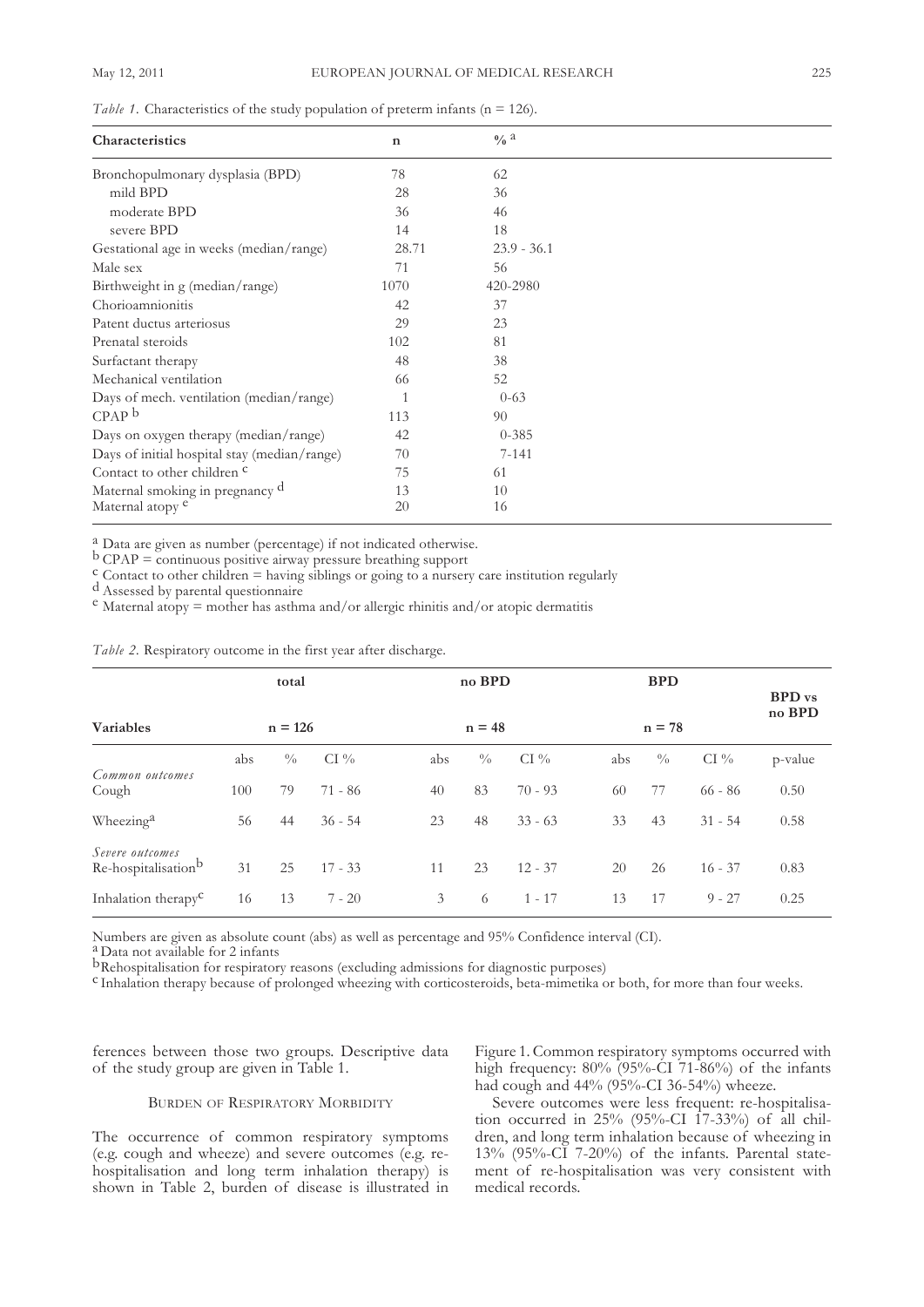*Table 1.* Characteristics of the study population of preterm infants (n = 126).

| Characteristics | n | % [a] |
|---|---|---|
| Bronchopulmonary dysplasia (BPD) | 78 | 62 |
| mild BPD | 28 | 36 |
| moderate BPD | 36 | 46 |
| severe BPD | 14 | 18 |
| Gestational age in weeks (median/range) | 28.71 | 23.9 - 36.1 |
| Male sex | 71 | 56 |
| Birthweight in g (median/range) | 1070 | 420-2980 |
| Chorioamnionitis | 42 | 37 |
| Patent ductus arteriosus | 29 | 23 |
| Prenatal steroids | 102 | 81 |
| Surfactant therapy | 48 | 38 |
| Mechanical ventilation | 66 | 52 |
| Days of mech. ventilation (median/range) | 1 | 0-63 |
| CPAP [b] | 113 | 90 |
| Days on oxygen therapy (median/range) | 42 | 0-385 |
| Days of initial hospital stay (median/range) | 70 | 7-141 |
| Contact to other children [c] | 75 | 61 |
| Maternal smoking in pregnancy [d] | 13 | 10 |
| Maternal atopy [e] | 20 | 16 |

[a] Data are given as number (percentage) if not indicated otherwise.
[b] CPAP = continuous positive airway pressure breathing support
[c] Contact to other children = having siblings or going to a nursery care institution regularly
[d] Assessed by parental questionnaire
[e] Maternal atopy = mother has asthma and/or allergic rhinitis and/or atopic dermatitis

*Table 2.* Respiratory outcome in the first year after discharge.

| Variables | total n = 126 | | | no BPD n = 48 | | | BPD n = 78 | | | BPD vs no BPD |
|---|---|---|---|---|---|---|---|---|---|---|
| | abs | % | CI % | abs | % | CI % | abs | % | CI % | p-value |
| *Common outcomes* | | | | | | | | | | |
| Cough | 100 | 79 | 71 - 86 | 40 | 83 | 70 - 93 | 60 | 77 | 66 - 86 | 0.50 |
| Wheezing[a] | 56 | 44 | 36 - 54 | 23 | 48 | 33 - 63 | 33 | 43 | 31 - 54 | 0.58 |
| *Severe outcomes* | | | | | | | | | | |
| Re-hospitalisation[b] | 31 | 25 | 17 - 33 | 11 | 23 | 12 - 37 | 20 | 26 | 16 - 37 | 0.83 |
| Inhalation therapy[c] | 16 | 13 | 7 - 20 | 3 | 6 | 1 - 17 | 13 | 17 | 9 - 27 | 0.25 |

Numbers are given as absolute count (abs) as well as percentage and 95% Confidence interval (CI).
[a] Data not available for 2 infants
[b] Rehospitalisation for respiratory reasons (excluding admissions for diagnostic purposes)
[c] Inhalation therapy because of prolonged wheezing with corticosteroids, beta-mimetika or both, for more than four weeks.

ferences between those two groups. Descriptive data of the study group are given in Table 1.

### Burden of Respiratory Morbidity

The occurrence of common respiratory symptoms (e.g. cough and wheeze) and severe outcomes (e.g. re-hospitalisation and long term inhalation therapy) is shown in Table 2, burden of disease is illustrated in Figure 1. Common respiratory symptoms occurred with high frequency: 80% (95%-CI 71-86%) of the infants had cough and 44% (95%-CI 36-54%) wheeze.

Severe outcomes were less frequent: re-hospitalisation occurred in 25% (95%-CI 17-33%) of all children, and long term inhalation because of wheezing in 13% (95%-CI 7-20%) of the infants. Parental statement of re-hospitalisation was very consistent with medical records.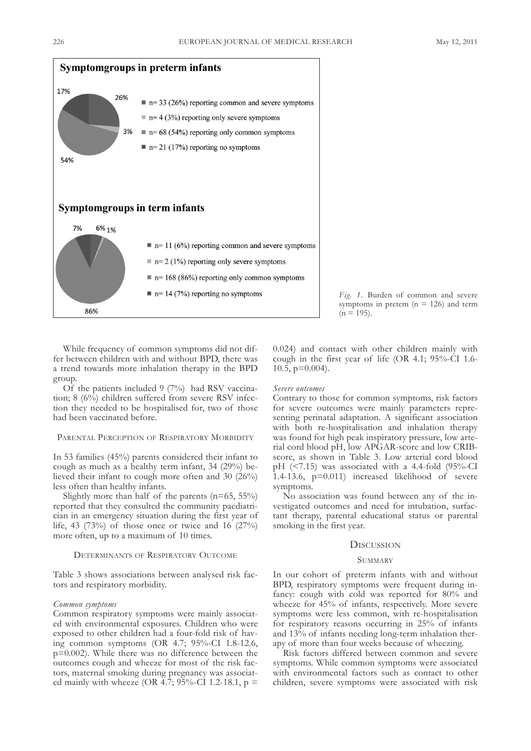**Symptomgroups in preterm infants**

- n= 33 (26%) reporting common and severe symptoms
- n= 4 (3%) reporting only severe symptoms
- n= 68 (54%) reporting only common symptoms
- n= 21 (17%) reporting no symptoms

**Symptomgroups in term infants**

- n= 11 (6%) reporting common and severe symptoms
- n= 2 (1%) reporting only severe symptoms
- n= 168 (86%) reporting only common symptoms
- n= 14 (7%) reporting no symptoms

*Fig. 1.* Burden of common and severe symptoms in pretem (n = 126) and term (n = 195).

While frequency of common symptoms did not differ between children with and without BPD, there was a trend towards more inhalation therapy in the BPD group.

Of the patients included 9 (7%) had RSV vaccination; 8 (6%) children suffered from severe RSV infection they needed to be hospitalised for, two of those had been vaccinated before.

## Parental Perception of Respiratory Morbidity

In 53 families (45%) parents considered their infant to cough as much as a healthy term infant, 34 (29%) believed their infant to cough more often and 30 (26%) less often than healthy infants.

Slightly more than half of the parents (n=65, 55%) reported that they consulted the community paediatrician in an emergency situation during the first year of life, 43 (73%) of those once or twice and 16 (27%) more often, up to a maximum of 10 times.

## Determinants of Respiratory Outcome

Table 3 shows associations between analysed risk factors and respiratory morbidity.

### *Common symptoms*

Common respiratory symptoms were mainly associated with environmental exposures. Children who were exposed to other children had a four-fold risk of having common symptoms (OR 4.7; 95%-CI 1.8-12.6, p=0.002). While there was no difference between the outcomes cough and wheeze for most of the risk factors, maternal smoking during pregnancy was associated mainly with wheeze (OR 4.7; 95%-CI 1.2-18.1, p = 0.024) and contact with other children mainly with cough in the first year of life (OR 4.1; 95%-CI 1.6-10.5, p=0.004).

### *Severe outcomes*

Contrary to those for common symptoms, risk factors for severe outcomes were mainly parameters representing perinatal adaptation. A significant association with both re-hospitalisation and inhalation therapy was found for high peak inspiratory pressure, low arterial cord blood pH, low APGAR-score and low CRIB-score, as shown in Table 3. Low arterial cord blood pH (<7.15) was associated with a 4.4-fold (95%-CI 1.4-13.6, p=0.011) increased likelihood of severe symptoms.

No association was found between any of the investigated outcomes and need for intubation, surfactant therapy, parental educational status or parental smoking in the first year.

## Discussion

### Summary

In our cohort of preterm infants with and without BPD, respiratory symptoms were frequent during infancy: cough with cold was reported for 80% and wheeze for 45% of infants, respectively. More severe symptoms were less common, with re-hospitalisation for respiratory reasons occurring in 25% of infants and 13% of infants needing long-term inhalation therapy of more than four weeks because of wheezing.

Risk factors differed between common and severe symptoms. While common symptoms were associated with environmental factors such as contact to other children, severe symptoms were associated with risk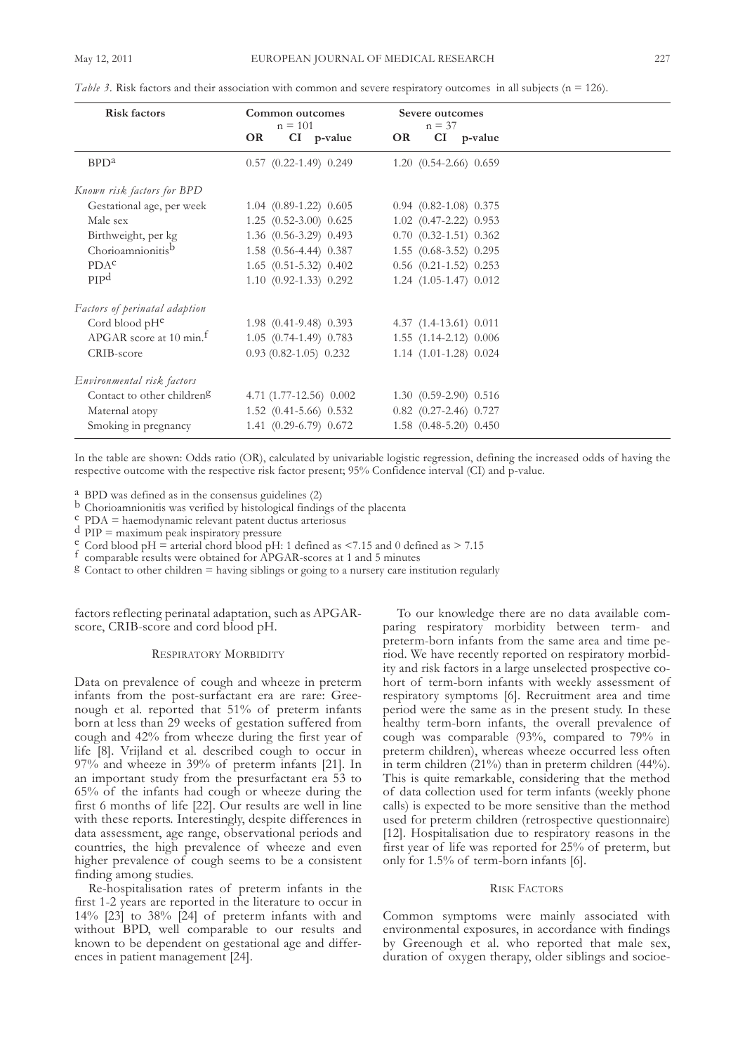*Table 3.* Risk factors and their association with common and severe respiratory outcomes in all subjects (n = 126).

| Risk factors | Common outcomes n = 101 | | | Severe outcomes n = 37 | | |
|---|---|---|---|---|---|---|
| | OR | CI | p-value | OR | CI | p-value |
| BPD[a] | 0.57 | (0.22-1.49) | 0.249 | 1.20 | (0.54-2.66) | 0.659 |
| *Known risk factors for BPD* | | | | | | |
| Gestational age, per week | 1.04 | (0.89-1.22) | 0.605 | 0.94 | (0.82-1.08) | 0.375 |
| Male sex | 1.25 | (0.52-3.00) | 0.625 | 1.02 | (0.47-2.22) | 0.953 |
| Birthweight, per kg | 1.36 | (0.56-3.29) | 0.493 | 0.70 | (0.32-1.51) | 0.362 |
| Chorioamnionitis[b] | 1.58 | (0.56-4.44) | 0.387 | 1.55 | (0.68-3.52) | 0.295 |
| PDA[c] | 1.65 | (0.51-5.32) | 0.402 | 0.56 | (0.21-1.52) | 0.253 |
| PIP[d] | 1.10 | (0.92-1.33) | 0.292 | 1.24 | (1.05-1.47) | 0.012 |
| *Factors of perinatal adaption* | | | | | | |
| Cord blood pH[e] | 1.98 | (0.41-9.48) | 0.393 | 4.37 | (1.4-13.61) | 0.011 |
| APGAR score at 10 min.[f] | 1.05 | (0.74-1.49) | 0.783 | 1.55 | (1.14-2.12) | 0.006 |
| CRIB-score | 0.93 | (0.82-1.05) | 0.232 | 1.14 | (1.01-1.28) | 0.024 |
| *Environmental risk factors* | | | | | | |
| Contact to other children[g] | 4.71 | (1.77-12.56) | 0.002 | 1.30 | (0.59-2.90) | 0.516 |
| Maternal atopy | 1.52 | (0.41-5.66) | 0.532 | 0.82 | (0.27-2.46) | 0.727 |
| Smoking in pregnancy | 1.41 | (0.29-6.79) | 0.672 | 1.58 | (0.48-5.20) | 0.450 |

In the table are shown: Odds ratio (OR), calculated by univariable logistic regression, defining the increased odds of having the respective outcome with the respective risk factor present; 95% Confidence interval (CI) and p-value.

[a] BPD was defined as in the consensus guidelines (2)
[b] Chorioamnionitis was verified by histological findings of the placenta
[c] PDA = haemodynamic relevant patent ductus arteriosus
[d] PIP = maximum peak inspiratory pressure
[e] Cord blood pH = arterial chord blood pH: 1 defined as <7.15 and 0 defined as > 7.15
[f] comparable results were obtained for APGAR-scores at 1 and 5 minutes
[g] Contact to other children = having siblings or going to a nursery care institution regularly

factors reflecting perinatal adaptation, such as APGAR-score, CRIB-score and cord blood pH.

### Respiratory Morbidity

Data on prevalence of cough and wheeze in preterm infants from the post-surfactant era are rare: Greenough et al. reported that 51% of preterm infants born at less than 29 weeks of gestation suffered from cough and 42% from wheeze during the first year of life [8]. Vrijland et al. described cough to occur in 97% and wheeze in 39% of preterm infants [21]. In an important study from the presurfactant era 53 to 65% of the infants had cough or wheeze during the first 6 months of life [22]. Our results are well in line with these reports. Interestingly, despite differences in data assessment, age range, observational periods and countries, the high prevalence of wheeze and even higher prevalence of cough seems to be a consistent finding among studies.

Re-hospitalisation rates of preterm infants in the first 1-2 years are reported in the literature to occur in 14% [23] to 38% [24] of preterm infants with and without BPD, well comparable to our results and known to be dependent on gestational age and differences in patient management [24].

To our knowledge there are no data available comparing respiratory morbidity between term- and preterm-born infants from the same area and time period. We have recently reported on respiratory morbidity and risk factors in a large unselected prospective cohort of term-born infants with weekly assessment of respiratory symptoms [6]. Recruitment area and time period were the same as in the present study. In these healthy term-born infants, the overall prevalence of cough was comparable (93%, compared to 79% in preterm children), whereas wheeze occurred less often in term children (21%) than in preterm children (44%). This is quite remarkable, considering that the method of data collection used for term infants (weekly phone calls) is expected to be more sensitive than the method used for preterm children (retrospective questionnaire) [12]. Hospitalisation due to respiratory reasons in the first year of life was reported for 25% of preterm, but only for 1.5% of term-born infants [6].

### Risk Factors

Common symptoms were mainly associated with environmental exposures, in accordance with findings by Greenough et al. who reported that male sex, duration of oxygen therapy, older siblings and socioe-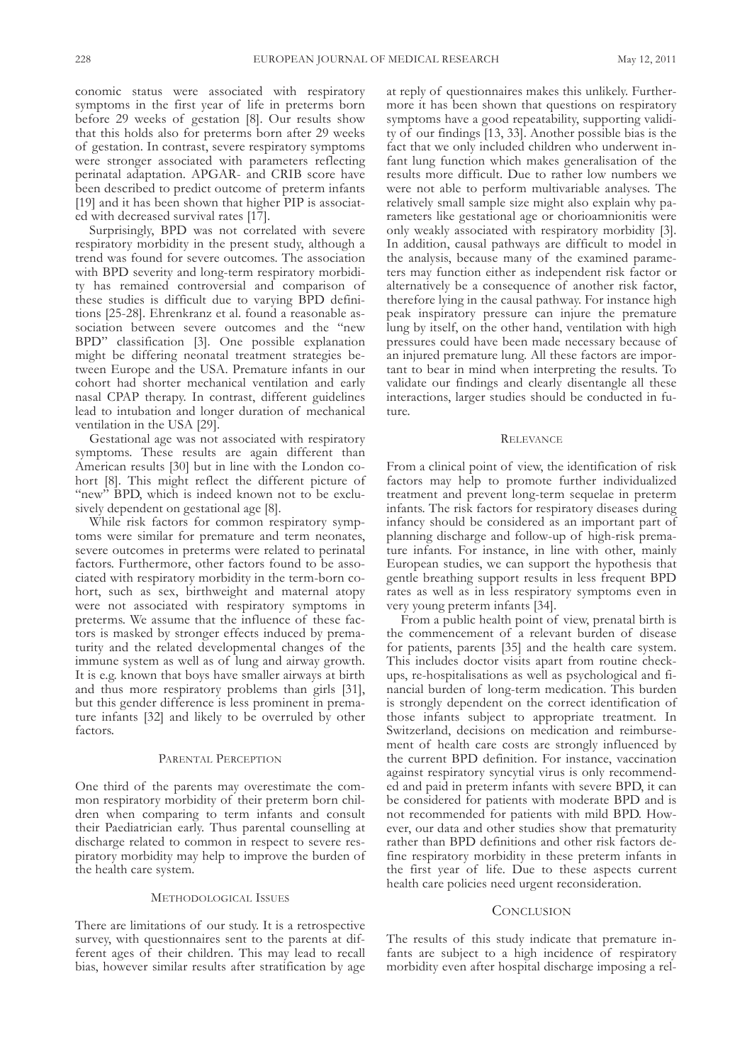conomic status were associated with respiratory symptoms in the first year of life in preterms born before 29 weeks of gestation [8]. Our results show that this holds also for preterms born after 29 weeks of gestation. In contrast, severe respiratory symptoms were stronger associated with parameters reflecting perinatal adaptation. APGAR- and CRIB score have been described to predict outcome of preterm infants [19] and it has been shown that higher PIP is associated with decreased survival rates [17].

Surprisingly, BPD was not correlated with severe respiratory morbidity in the present study, although a trend was found for severe outcomes. The association with BPD severity and long-term respiratory morbidity has remained controversial and comparison of these studies is difficult due to varying BPD definitions [25-28]. Ehrenkranz et al. found a reasonable association between severe outcomes and the "new BPD" classification [3]. One possible explanation might be differing neonatal treatment strategies between Europe and the USA. Premature infants in our cohort had shorter mechanical ventilation and early nasal CPAP therapy. In contrast, different guidelines lead to intubation and longer duration of mechanical ventilation in the USA [29].

Gestational age was not associated with respiratory symptoms. These results are again different than American results [30] but in line with the London cohort [8]. This might reflect the different picture of "new" BPD, which is indeed known not to be exclusively dependent on gestational age [8].

While risk factors for common respiratory symptoms were similar for premature and term neonates, severe outcomes in preterms were related to perinatal factors. Furthermore, other factors found to be associated with respiratory morbidity in the term-born cohort, such as sex, birthweight and maternal atopy were not associated with respiratory symptoms in preterms. We assume that the influence of these factors is masked by stronger effects induced by prematurity and the related developmental changes of the immune system as well as of lung and airway growth. It is e.g. known that boys have smaller airways at birth and thus more respiratory problems than girls [31], but this gender difference is less prominent in premature infants [32] and likely to be overruled by other factors.

## Parental Perception

One third of the parents may overestimate the common respiratory morbidity of their preterm born children when comparing to term infants and consult their Paediatrician early. Thus parental counselling at discharge related to common in respect to severe respiratory morbidity may help to improve the burden of the health care system.

## Methodological Issues

There are limitations of our study. It is a retrospective survey, with questionnaires sent to the parents at different ages of their children. This may lead to recall bias, however similar results after stratification by age at reply of questionnaires makes this unlikely. Furthermore it has been shown that questions on respiratory symptoms have a good repeatability, supporting validity of our findings [13, 33]. Another possible bias is the fact that we only included children who underwent infant lung function which makes generalisation of the results more difficult. Due to rather low numbers we were not able to perform multivariable analyses. The relatively small sample size might also explain why parameters like gestational age or chorioamnionitis were only weakly associated with respiratory morbidity [3]. In addition, causal pathways are difficult to model in the analysis, because many of the examined parameters may function either as independent risk factor or alternatively be a consequence of another risk factor, therefore lying in the causal pathway. For instance high peak inspiratory pressure can injure the premature lung by itself, on the other hand, ventilation with high pressures could have been made necessary because of an injured premature lung. All these factors are important to bear in mind when interpreting the results. To validate our findings and clearly disentangle all these interactions, larger studies should be conducted in future.

## Relevance

From a clinical point of view, the identification of risk factors may help to promote further individualized treatment and prevent long-term sequelae in preterm infants. The risk factors for respiratory diseases during infancy should be considered as an important part of planning discharge and follow-up of high-risk premature infants. For instance, in line with other, mainly European studies, we can support the hypothesis that gentle breathing support results in less frequent BPD rates as well as in less respiratory symptoms even in very young preterm infants [34].

From a public health point of view, prenatal birth is the commencement of a relevant burden of disease for patients, parents [35] and the health care system. This includes doctor visits apart from routine checkups, re-hospitalisations as well as psychological and financial burden of long-term medication. This burden is strongly dependent on the correct identification of those infants subject to appropriate treatment. In Switzerland, decisions on medication and reimbursement of health care costs are strongly influenced by the current BPD definition. For instance, vaccination against respiratory syncytial virus is only recommended and paid in preterm infants with severe BPD, it can be considered for patients with moderate BPD and is not recommended for patients with mild BPD. However, our data and other studies show that prematurity rather than BPD definitions and other risk factors define respiratory morbidity in these preterm infants in the first year of life. Due to these aspects current health care policies need urgent reconsideration.

## Conclusion

The results of this study indicate that premature infants are subject to a high incidence of respiratory morbidity even after hospital discharge imposing a rel-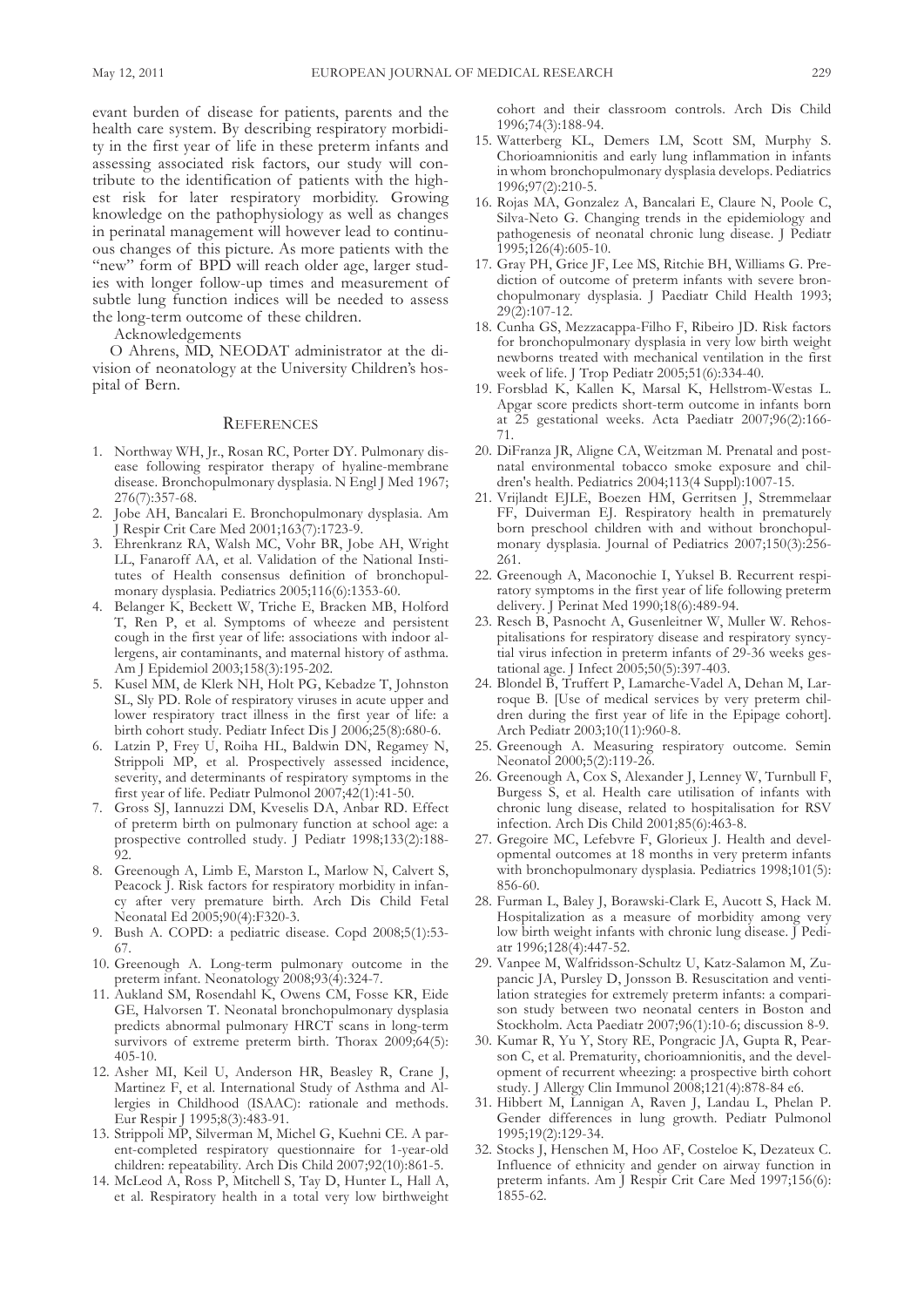evant burden of disease for patients, parents and the health care system. By describing respiratory morbidity in the first year of life in these preterm infants and assessing associated risk factors, our study will contribute to the identification of patients with the highest risk for later respiratory morbidity. Growing knowledge on the pathophysiology as well as changes in perinatal management will however lead to continuous changes of this picture. As more patients with the "new" form of BPD will reach older age, larger studies with longer follow-up times and measurement of subtle lung function indices will be needed to assess the long-term outcome of these children.

Acknowledgements

O Ahrens, MD, NEODAT administrator at the division of neonatology at the University Children's hospital of Bern.

## References

1. Northway WH, Jr., Rosan RC, Porter DY. Pulmonary disease following respirator therapy of hyaline-membrane disease. Bronchopulmonary dysplasia. N Engl J Med 1967; 276(7):357-68.
2. Jobe AH, Bancalari E. Bronchopulmonary dysplasia. Am J Respir Crit Care Med 2001;163(7):1723-9.
3. Ehrenkranz RA, Walsh MC, Vohr BR, Jobe AH, Wright LL, Fanaroff AA, et al. Validation of the National Institutes of Health consensus definition of bronchopulmonary dysplasia. Pediatrics 2005;116(6):1353-60.
4. Belanger K, Beckett W, Triche E, Bracken MB, Holford T, Ren P, et al. Symptoms of wheeze and persistent cough in the first year of life: associations with indoor allergens, air contaminants, and maternal history of asthma. Am J Epidemiol 2003;158(3):195-202.
5. Kusel MM, de Klerk NH, Holt PG, Kebadze T, Johnston SL, Sly PD. Role of respiratory viruses in acute upper and lower respiratory tract illness in the first year of life: a birth cohort study. Pediatr Infect Dis J 2006;25(8):680-6.
6. Latzin P, Frey U, Roiha HL, Baldwin DN, Regamey N, Strippoli MP, et al. Prospectively assessed incidence, severity, and determinants of respiratory symptoms in the first year of life. Pediatr Pulmonol 2007;42(1):41-50.
7. Gross SJ, Iannuzzi DM, Kveselis DA, Anbar RD. Effect of preterm birth on pulmonary function at school age: a prospective controlled study. J Pediatr 1998;133(2):188-92.
8. Greenough A, Limb E, Marston L, Marlow N, Calvert S, Peacock J. Risk factors for respiratory morbidity in infancy after very premature birth. Arch Dis Child Fetal Neonatal Ed 2005;90(4):F320-3.
9. Bush A. COPD: a pediatric disease. Copd 2008;5(1):53-67.
10. Greenough A. Long-term pulmonary outcome in the preterm infant. Neonatology 2008;93(4):324-7.
11. Aukland SM, Rosendahl K, Owens CM, Fosse KR, Eide GE, Halvorsen T. Neonatal bronchopulmonary dysplasia predicts abnormal pulmonary HRCT scans in long-term survivors of extreme preterm birth. Thorax 2009;64(5): 405-10.
12. Asher MI, Keil U, Anderson HR, Beasley R, Crane J, Martinez F, et al. International Study of Asthma and Allergies in Childhood (ISAAC): rationale and methods. Eur Respir J 1995;8(3):483-91.
13. Strippoli MP, Silverman M, Michel G, Kuehni CE. A parent-completed respiratory questionnaire for 1-year-old children: repeatability. Arch Dis Child 2007;92(10):861-5.
14. McLeod A, Ross P, Mitchell S, Tay D, Hunter L, Hall A, et al. Respiratory health in a total very low birthweight cohort and their classroom controls. Arch Dis Child 1996;74(3):188-94.
15. Watterberg KL, Demers LM, Scott SM, Murphy S. Chorioamnionitis and early lung inflammation in infants in whom bronchopulmonary dysplasia develops. Pediatrics 1996;97(2):210-5.
16. Rojas MA, Gonzalez A, Bancalari E, Claure N, Poole C, Silva-Neto G. Changing trends in the epidemiology and pathogenesis of neonatal chronic lung disease. J Pediatr 1995;126(4):605-10.
17. Gray PH, Grice JF, Lee MS, Ritchie BH, Williams G. Prediction of outcome of preterm infants with severe bronchopulmonary dysplasia. J Paediatr Child Health 1993; 29(2):107-12.
18. Cunha GS, Mezzacappa-Filho F, Ribeiro JD. Risk factors for bronchopulmonary dysplasia in very low birth weight newborns treated with mechanical ventilation in the first week of life. J Trop Pediatr 2005;51(6):334-40.
19. Forsblad K, Kallen K, Marsal K, Hellstrom-Westas L. Apgar score predicts short-term outcome in infants born at 25 gestational weeks. Acta Paediatr 2007;96(2):166-71.
20. DiFranza JR, Aligne CA, Weitzman M. Prenatal and postnatal environmental tobacco smoke exposure and children's health. Pediatrics 2004;113(4 Suppl):1007-15.
21. Vrijlandt EJLE, Boezen HM, Gerritsen J, Stremmelaar FF, Duiverman EJ. Respiratory health in prematurely born preschool children with and without bronchopulmonary dysplasia. Journal of Pediatrics 2007;150(3):256-261.
22. Greenough A, Maconochie I, Yuksel B. Recurrent respiratory symptoms in the first year of life following preterm delivery. J Perinat Med 1990;18(6):489-94.
23. Resch B, Pasnocht A, Gusenleitner W, Muller W. Rehospitalisations for respiratory disease and respiratory syncytial virus infection in preterm infants of 29-36 weeks gestational age. J Infect 2005;50(5):397-403.
24. Blondel B, Truffert P, Lamarche-Vadel A, Dehan M, Larroque B. [Use of medical services by very preterm children during the first year of life in the Epipage cohort]. Arch Pediatr 2003;10(11):960-8.
25. Greenough A. Measuring respiratory outcome. Semin Neonatol 2000;5(2):119-26.
26. Greenough A, Cox S, Alexander J, Lenney W, Turnbull F, Burgess S, et al. Health care utilisation of infants with chronic lung disease, related to hospitalisation for RSV infection. Arch Dis Child 2001;85(6):463-8.
27. Gregoire MC, Lefebvre F, Glorieux J. Health and developmental outcomes at 18 months in very preterm infants with bronchopulmonary dysplasia. Pediatrics 1998;101(5): 856-60.
28. Furman L, Baley J, Borawski-Clark E, Aucott S, Hack M. Hospitalization as a measure of morbidity among very low birth weight infants with chronic lung disease. J Pediatr 1996;128(4):447-52.
29. Vanpee M, Walfridsson-Schultz U, Katz-Salamon M, Zupancic JA, Pursley D, Jonsson B. Resuscitation and ventilation strategies for extremely preterm infants: a comparison study between two neonatal centers in Boston and Stockholm. Acta Paediatr 2007;96(1):10-6; discussion 8-9.
30. Kumar R, Yu Y, Story RE, Pongracic JA, Gupta R, Pearson C, et al. Prematurity, chorioamnionitis, and the development of recurrent wheezing: a prospective birth cohort study. J Allergy Clin Immunol 2008;121(4):878-84 e6.
31. Hibbert M, Lannigan A, Raven J, Landau L, Phelan P. Gender differences in lung growth. Pediatr Pulmonol 1995;19(2):129-34.
32. Stocks J, Henschen M, Hoo AF, Costeloe K, Dezateux C. Influence of ethnicity and gender on airway function in preterm infants. Am J Respir Crit Care Med 1997;156(6): 1855-62.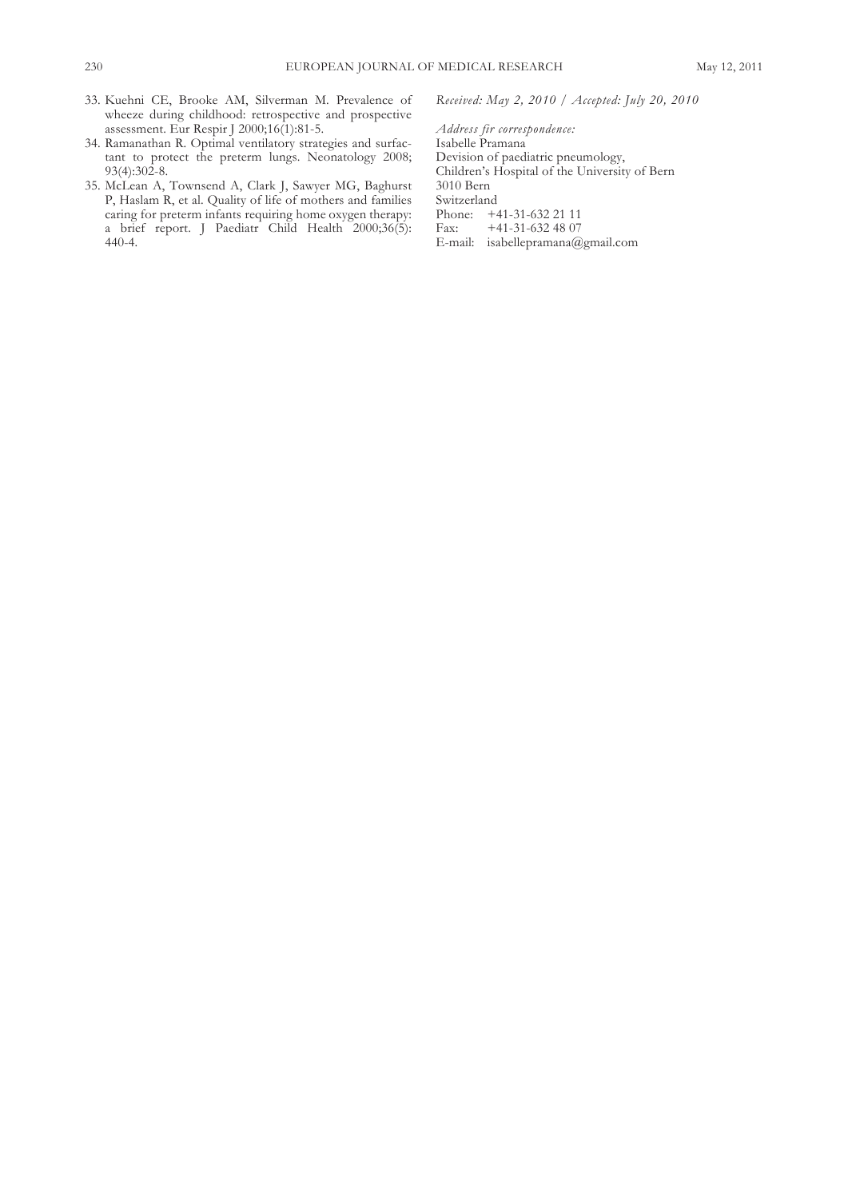33. Kuehni CE, Brooke AM, Silverman M. Prevalence of wheeze during childhood: retrospective and prospective assessment. Eur Respir J 2000;16(1):81-5.
34. Ramanathan R. Optimal ventilatory strategies and surfactant to protect the preterm lungs. Neonatology 2008; 93(4):302-8.
35. McLean A, Townsend A, Clark J, Sawyer MG, Baghurst P, Haslam R, et al. Quality of life of mothers and families caring for preterm infants requiring home oxygen therapy: a brief report. J Paediatr Child Health 2000;36(5): 440-4.

*Received: May 2, 2010 / Accepted: July 20, 2010*

*Address fir correspondence:*
Isabelle Pramana
Devision of paediatric pneumology,
Children's Hospital of the University of Bern
3010 Bern
Switzerland
Phone: +41-31-632 21 11
Fax: +41-31-632 48 07
E-mail: isabellepramana@gmail.com